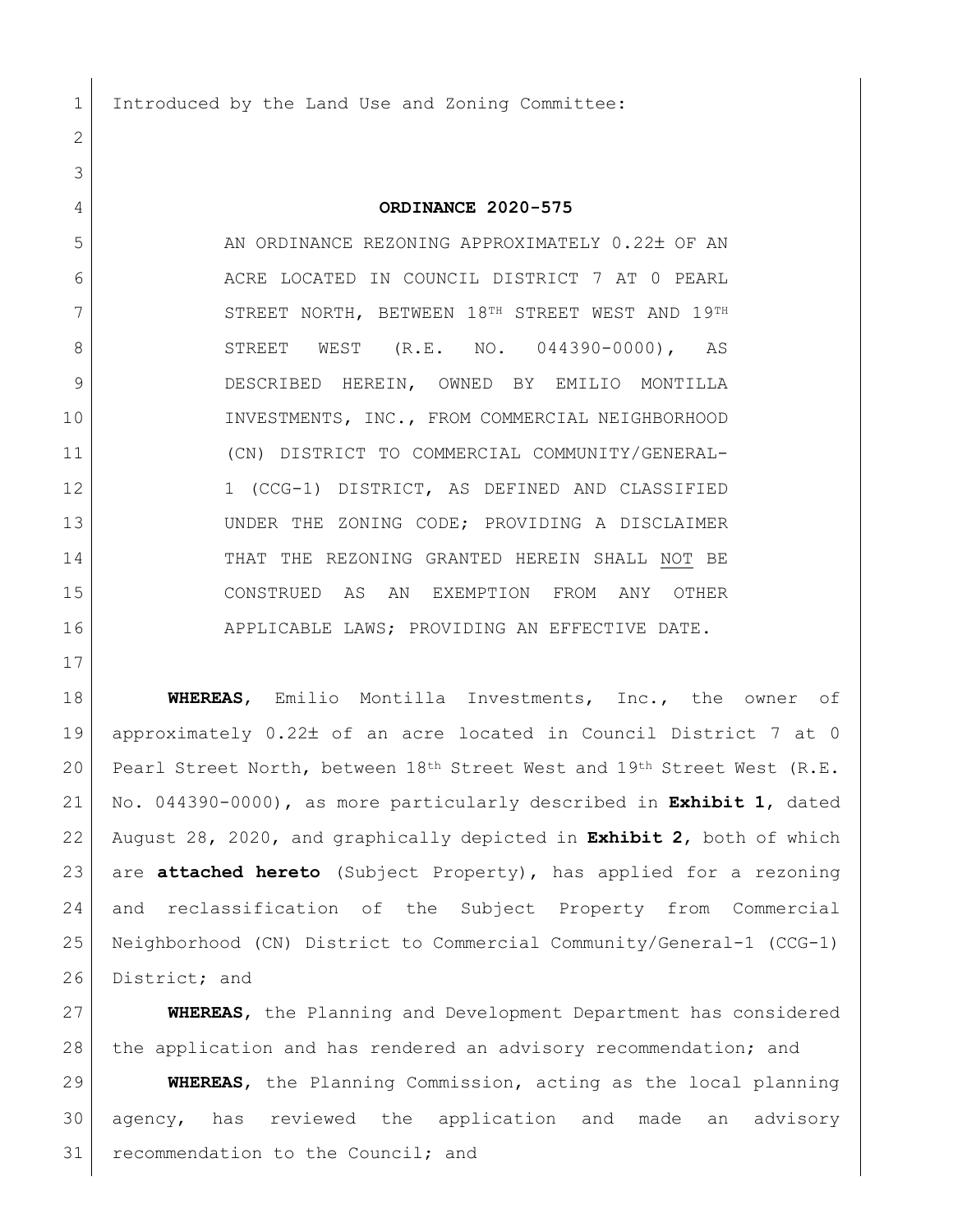Introduced by the Land Use and Zoning Committee:

**ORDINANCE 2020-575**

AN ORDINANCE REZONING APPROXIMATELY 0.22± OF AN ACRE LOCATED IN COUNCIL DISTRICT 7 AT 0 PEARL STREET NORTH, BETWEEN 18TH STREET WEST AND 19TH STREET WEST (R.E. NO. 044390-0000), AS DESCRIBED HEREIN, OWNED BY EMILIO MONTILLA INVESTMENTS, INC., FROM COMMERCIAL NEIGHBORHOOD (CN) DISTRICT TO COMMERCIAL COMMUNITY/GENERAL-1 (CCG-1) DISTRICT, AS DEFINED AND CLASSIFIED UNDER THE ZONING CODE; PROVIDING A DISCLAIMER THAT THE REZONING GRANTED HEREIN SHALL NOT BE CONSTRUED AS AN EXEMPTION FROM ANY OTHER APPLICABLE LAWS; PROVIDING AN EFFECTIVE DATE.

**WHEREAS**, Emilio Montilla Investments, Inc., the owner of approximately 0.22± of an acre located in Council District 7 at 0 Pearl Street North, between 18th Street West and 19th Street West (R.E. No. 044390-0000), as more particularly described in **Exhibit 1**, dated August 28, 2020, and graphically depicted in **Exhibit 2**, both of which are **attached hereto** (Subject Property), has applied for a rezoning and reclassification of the Subject Property from Commercial Neighborhood (CN) District to Commercial Community/General-1 (CCG-1) District; and

**WHEREAS**, the Planning and Development Department has considered the application and has rendered an advisory recommendation; and

**WHEREAS**, the Planning Commission, acting as the local planning agency, has reviewed the application and made an advisory recommendation to the Council; and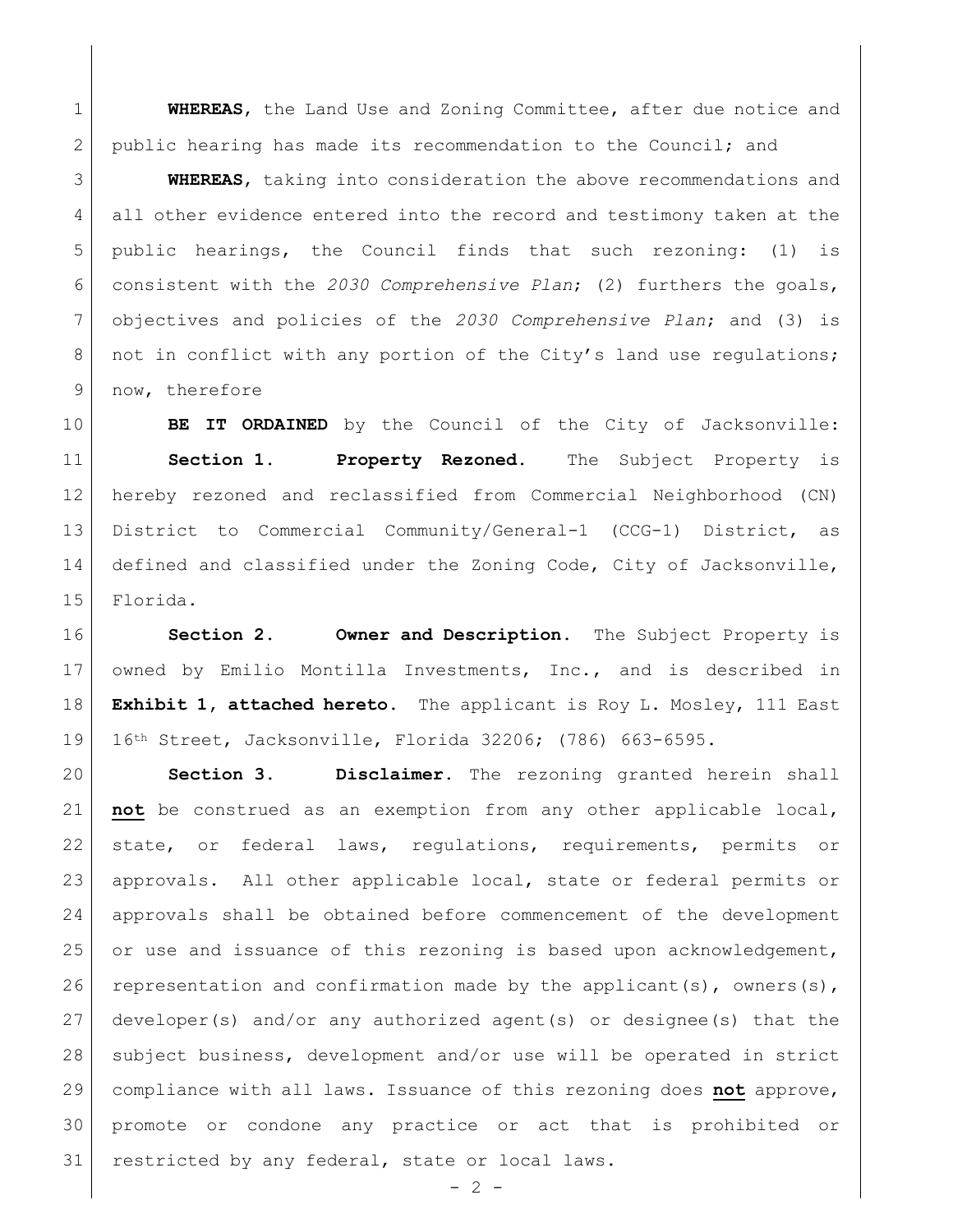**WHEREAS**, the Land Use and Zoning Committee, after due notice and public hearing has made its recommendation to the Council; and

**WHEREAS**, taking into consideration the above recommendations and all other evidence entered into the record and testimony taken at the public hearings, the Council finds that such rezoning: (1) is consistent with the *2030 Comprehensive Plan*; (2) furthers the goals, objectives and policies of the *2030 Comprehensive Plan*; and (3) is not in conflict with any portion of the City's land use regulations; now, therefore

**BE IT ORDAINED** by the Council of the City of Jacksonville:

**Section 1. Property Rezoned.** The Subject Property is hereby rezoned and reclassified from Commercial Neighborhood (CN) District to Commercial Community/General-1 (CCG-1) District, as defined and classified under the Zoning Code, City of Jacksonville, Florida.

**Section 2. Owner and Description.** The Subject Property is owned by Emilio Montilla Investments, Inc., and is described in **Exhibit 1, attached hereto.** The applicant is Roy L. Mosley, 111 East 16th Street, Jacksonville, Florida 32206; (786) 663-6595.

**Section 3. Disclaimer.** The rezoning granted herein shall **not** be construed as an exemption from any other applicable local, state, or federal laws, regulations, requirements, permits or approvals. All other applicable local, state or federal permits or approvals shall be obtained before commencement of the development or use and issuance of this rezoning is based upon acknowledgement, representation and confirmation made by the applicant(s), owners(s), developer(s) and/or any authorized agent(s) or designee(s) that the subject business, development and/or use will be operated in strict compliance with all laws. Issuance of this rezoning does **not** approve, promote or condone any practice or act that is prohibited or restricted by any federal, state or local laws.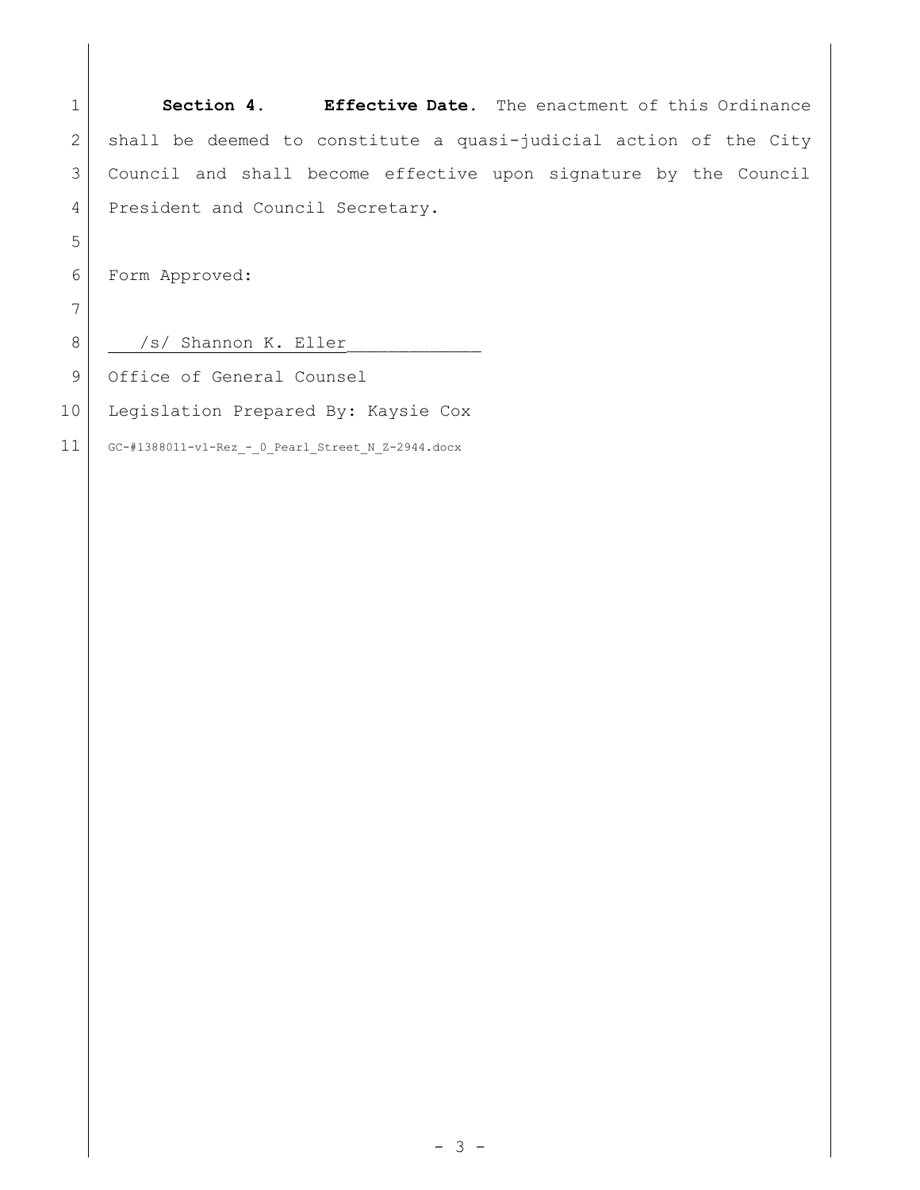**Section 4. Effective Date.** The enactment of this Ordinance shall be deemed to constitute a quasi-judicial action of the City Council and shall become effective upon signature by the Council President and Council Secretary.

Form Approved:

/s/ Shannon K. Eller

Office of General Counsel

Legislation Prepared By: Kaysie Cox

GC-#1388011-v1-Rez_-_0_Pearl_Street_N_Z-2944.docx